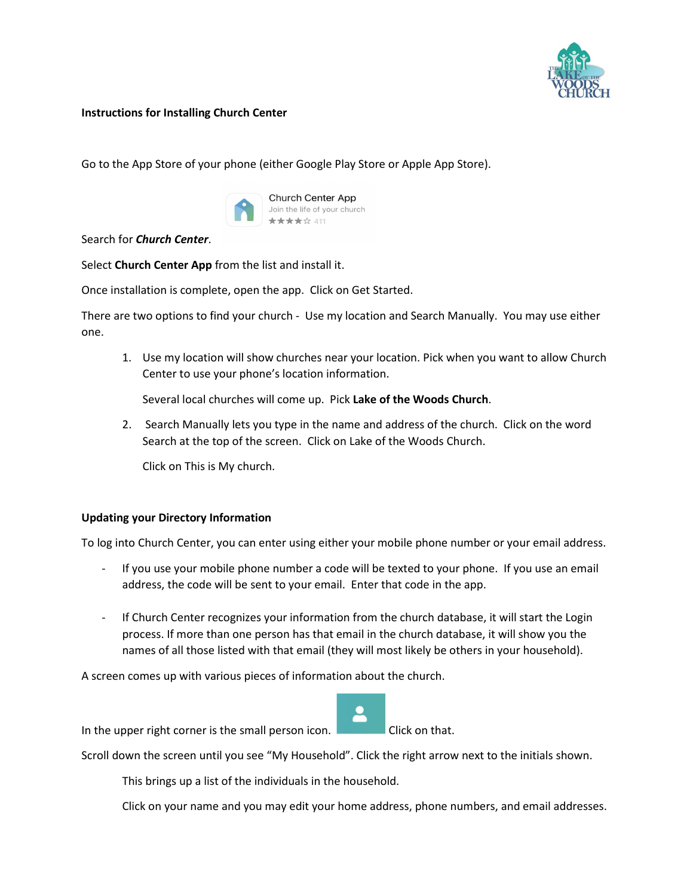**Instructions for Installing Church Center**

Go to the App Store of your phone (either Google Play Store or Apple App Store).

Search for ***Church Center***.

Select **Church Center App** from the list and install it.

Once installation is complete, open the app. Click on Get Started.

There are two options to find your church - Use my location and Search Manually. You may use either one.

1. Use my location will show churches near your location. Pick when you want to allow Church Center to use your phone's location information.

   Several local churches will come up. Pick **Lake of the Woods Church**.

2. Search Manually lets you type in the name and address of the church. Click on the word Search at the top of the screen. Click on Lake of the Woods Church.

   Click on This is My church.

**Updating your Directory Information**

To log into Church Center, you can enter using either your mobile phone number or your email address.

- If you use your mobile phone number a code will be texted to your phone. If you use an email address, the code will be sent to your email. Enter that code in the app.

- If Church Center recognizes your information from the church database, it will start the Login process. If more than one person has that email in the church database, it will show you the names of all those listed with that email (they will most likely be others in your household).

A screen comes up with various pieces of information about the church.

In the upper right corner is the small person icon. Click on that.

Scroll down the screen until you see "My Household". Click the right arrow next to the initials shown.

This brings up a list of the individuals in the household.

Click on your name and you may edit your home address, phone numbers, and email addresses.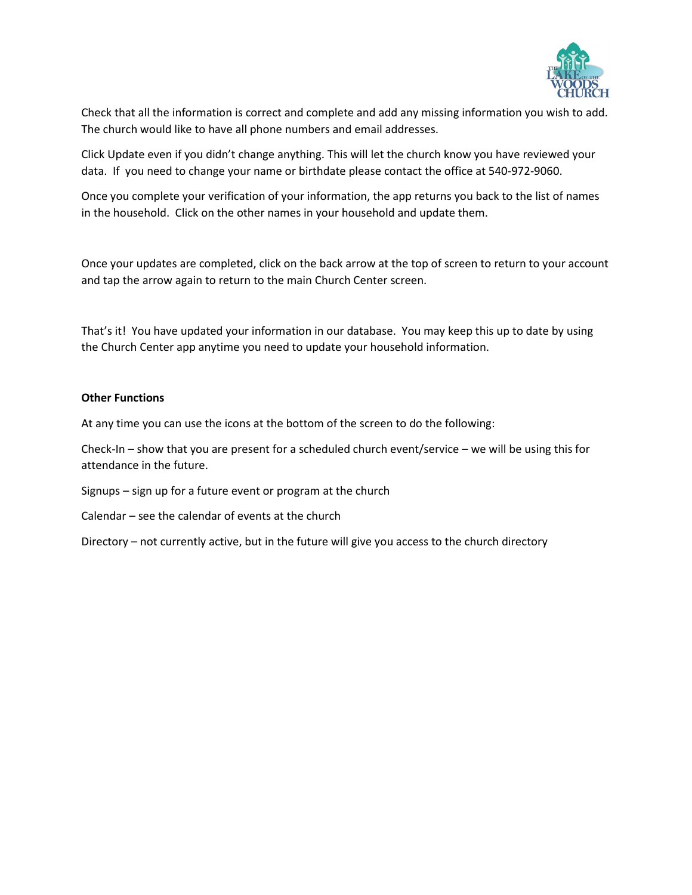Check that all the information is correct and complete and add any missing information you wish to add. The church would like to have all phone numbers and email addresses.

Click Update even if you didn't change anything. This will let the church know you have reviewed your data. If you need to change your name or birthdate please contact the office at 540-972-9060.

Once you complete your verification of your information, the app returns you back to the list of names in the household. Click on the other names in your household and update them.

Once your updates are completed, click on the back arrow at the top of screen to return to your account and tap the arrow again to return to the main Church Center screen.

That's it! You have updated your information in our database. You may keep this up to date by using the Church Center app anytime you need to update your household information.

**Other Functions**

At any time you can use the icons at the bottom of the screen to do the following:

Check-In – show that you are present for a scheduled church event/service – we will be using this for attendance in the future.

Signups – sign up for a future event or program at the church

Calendar – see the calendar of events at the church

Directory – not currently active, but in the future will give you access to the church directory